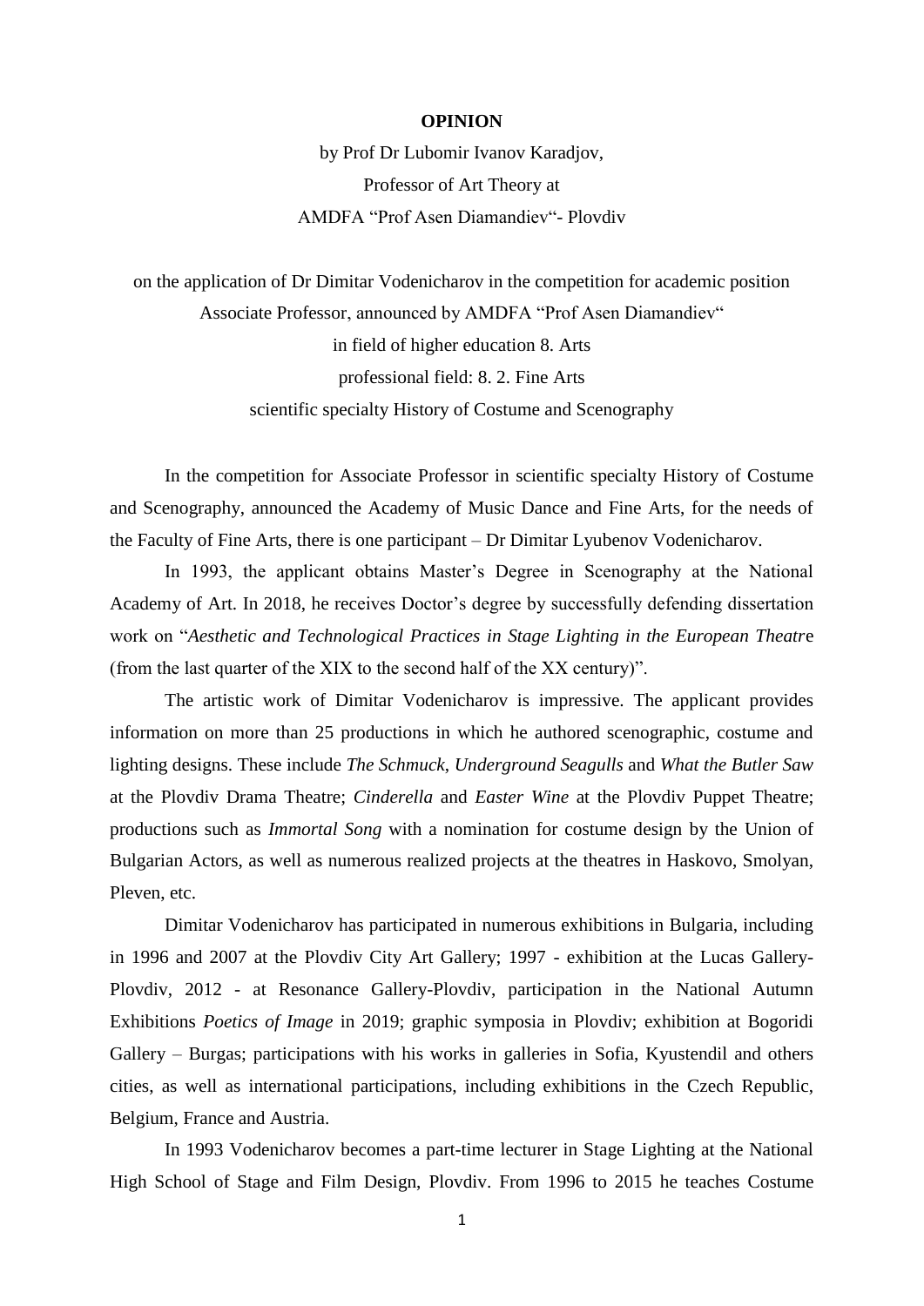**OPINION**

by Prof Dr Lubomir Ivanov Karadjov,
Professor of Art Theory at
AMDFA “Prof Asen Diamandiev“- Plovdiv

on the application of Dr Dimitar Vodenicharov in the competition for academic position Associate Professor, announced by AMDFA “Prof Asen Diamandiev“
in field of higher education 8. Arts
professional field: 8. 2. Fine Arts
scientific specialty History of Costume and Scenography

In the competition for Associate Professor in scientific specialty History of Costume and Scenography, announced the Academy of Music Dance and Fine Arts, for the needs of the Faculty of Fine Arts, there is one participant – Dr Dimitar Lyubenov Vodenicharov.

In 1993, the applicant obtains Master’s Degree in Scenography at the National Academy of Art. In 2018, he receives Doctor’s degree by successfully defending dissertation work on “*Aesthetic and Technological Practices in Stage Lighting in the European Theatr*e (from the last quarter of the XIX to the second half of the XX century)”.

The artistic work of Dimitar Vodenicharov is impressive. The applicant provides information on more than 25 productions in which he authored scenographic, costume and lighting designs. These include *The Schmuck*, *Underground Seagulls* and *What the Butler Saw* at the Plovdiv Drama Theatre; *Cinderella* and *Easter Wine* at the Plovdiv Puppet Theatre; productions such as *Immortal Song* with a nomination for costume design by the Union of Bulgarian Actors, as well as numerous realized projects at the theatres in Haskovo, Smolyan, Pleven, etc.

Dimitar Vodenicharov has participated in numerous exhibitions in Bulgaria, including in 1996 and 2007 at the Plovdiv City Art Gallery; 1997 - exhibition at the Lucas Gallery-Plovdiv, 2012 - at Resonance Gallery-Plovdiv, participation in the National Autumn Exhibitions *Poetics of Image* in 2019; graphic symposia in Plovdiv; exhibition at Bogoridi Gallery – Burgas; participations with his works in galleries in Sofia, Kyustendil and others cities, as well as international participations, including exhibitions in the Czech Republic, Belgium, France and Austria.

In 1993 Vodenicharov becomes a part-time lecturer in Stage Lighting at the National High School of Stage and Film Design, Plovdiv. From 1996 to 2015 he teaches Costume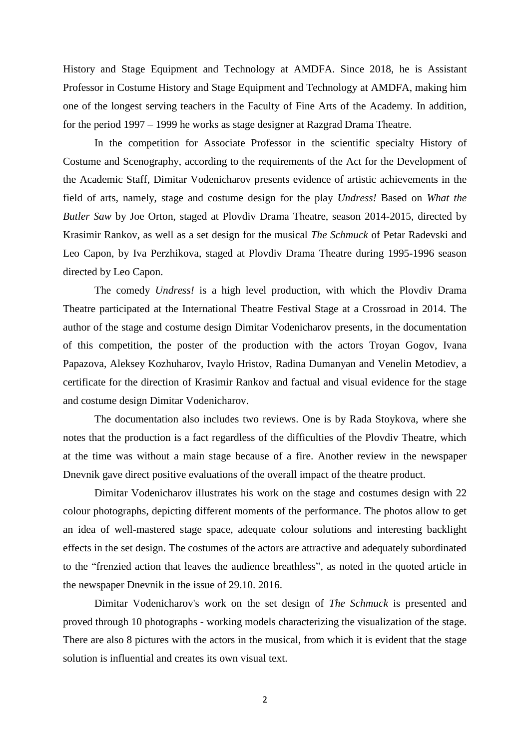History and Stage Equipment and Technology at AMDFA. Since 2018, he is Assistant Professor in Costume History and Stage Equipment and Technology at AMDFA, making him one of the longest serving teachers in the Faculty of Fine Arts of the Academy. In addition, for the period 1997 – 1999 he works as stage designer at Razgrad Drama Theatre.

In the competition for Associate Professor in the scientific specialty History of Costume and Scenography, according to the requirements of the Act for the Development of the Academic Staff, Dimitar Vodenicharov presents evidence of artistic achievements in the field of arts, namely, stage and costume design for the play *Undress!* Based on *What the Butler Saw* by Joe Orton, staged at Plovdiv Drama Theatre, season 2014-2015, directed by Krasimir Rankov, as well as a set design for the musical *The Schmuck* of Petar Radevski and Leo Capon, by Iva Perzhikova, staged at Plovdiv Drama Theatre during 1995-1996 season directed by Leo Capon.

The comedy *Undress!* is a high level production, with which the Plovdiv Drama Theatre participated at the International Theatre Festival Stage at a Crossroad in 2014. The author of the stage and costume design Dimitar Vodenicharov presents, in the documentation of this competition, the poster of the production with the actors Troyan Gogov, Ivana Papazova, Aleksey Kozhuharov, Ivaylo Hristov, Radina Dumanyan and Venelin Metodiev, a certificate for the direction of Krasimir Rankov and factual and visual evidence for the stage and costume design Dimitar Vodenicharov.

The documentation also includes two reviews. One is by Rada Stoykova, where she notes that the production is a fact regardless of the difficulties of the Plovdiv Theatre, which at the time was without a main stage because of a fire. Another review in the newspaper Dnevnik gave direct positive evaluations of the overall impact of the theatre product.

Dimitar Vodenicharov illustrates his work on the stage and costumes design with 22 colour photographs, depicting different moments of the performance. The photos allow to get an idea of well-mastered stage space, adequate colour solutions and interesting backlight effects in the set design. The costumes of the actors are attractive and adequately subordinated to the "frenzied action that leaves the audience breathless", as noted in the quoted article in the newspaper Dnevnik in the issue of 29.10. 2016.

Dimitar Vodenicharov's work on the set design of *The Schmuck* is presented and proved through 10 photographs - working models characterizing the visualization of the stage. There are also 8 pictures with the actors in the musical, from which it is evident that the stage solution is influential and creates its own visual text.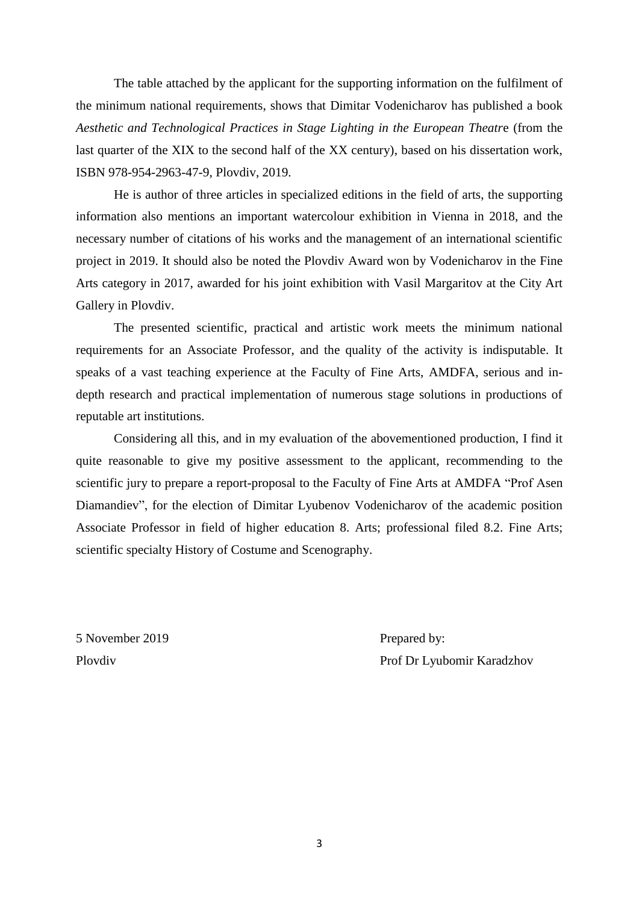The table attached by the applicant for the supporting information on the fulfilment of the minimum national requirements, shows that Dimitar Vodenicharov has published a book *Aesthetic and Technological Practices in Stage Lighting in the European Theatre* (from the last quarter of the XIX to the second half of the XX century), based on his dissertation work, ISBN 978-954-2963-47-9, Plovdiv, 2019.

He is author of three articles in specialized editions in the field of arts, the supporting information also mentions an important watercolour exhibition in Vienna in 2018, and the necessary number of citations of his works and the management of an international scientific project in 2019. It should also be noted the Plovdiv Award won by Vodenicharov in the Fine Arts category in 2017, awarded for his joint exhibition with Vasil Margaritov at the City Art Gallery in Plovdiv.

The presented scientific, practical and artistic work meets the minimum national requirements for an Associate Professor, and the quality of the activity is indisputable. It speaks of a vast teaching experience at the Faculty of Fine Arts, AMDFA, serious and in-depth research and practical implementation of numerous stage solutions in productions of reputable art institutions.

Considering all this, and in my evaluation of the abovementioned production, I find it quite reasonable to give my positive assessment to the applicant, recommending to the scientific jury to prepare a report-proposal to the Faculty of Fine Arts at AMDFA "Prof Asen Diamandiev", for the election of Dimitar Lyubenov Vodenicharov of the academic position Associate Professor in field of higher education 8. Arts; professional filed 8.2. Fine Arts; scientific specialty History of Costume and Scenography.

5 November 2019
Plovdiv

Prepared by:
Prof Dr Lyubomir Karadzhov